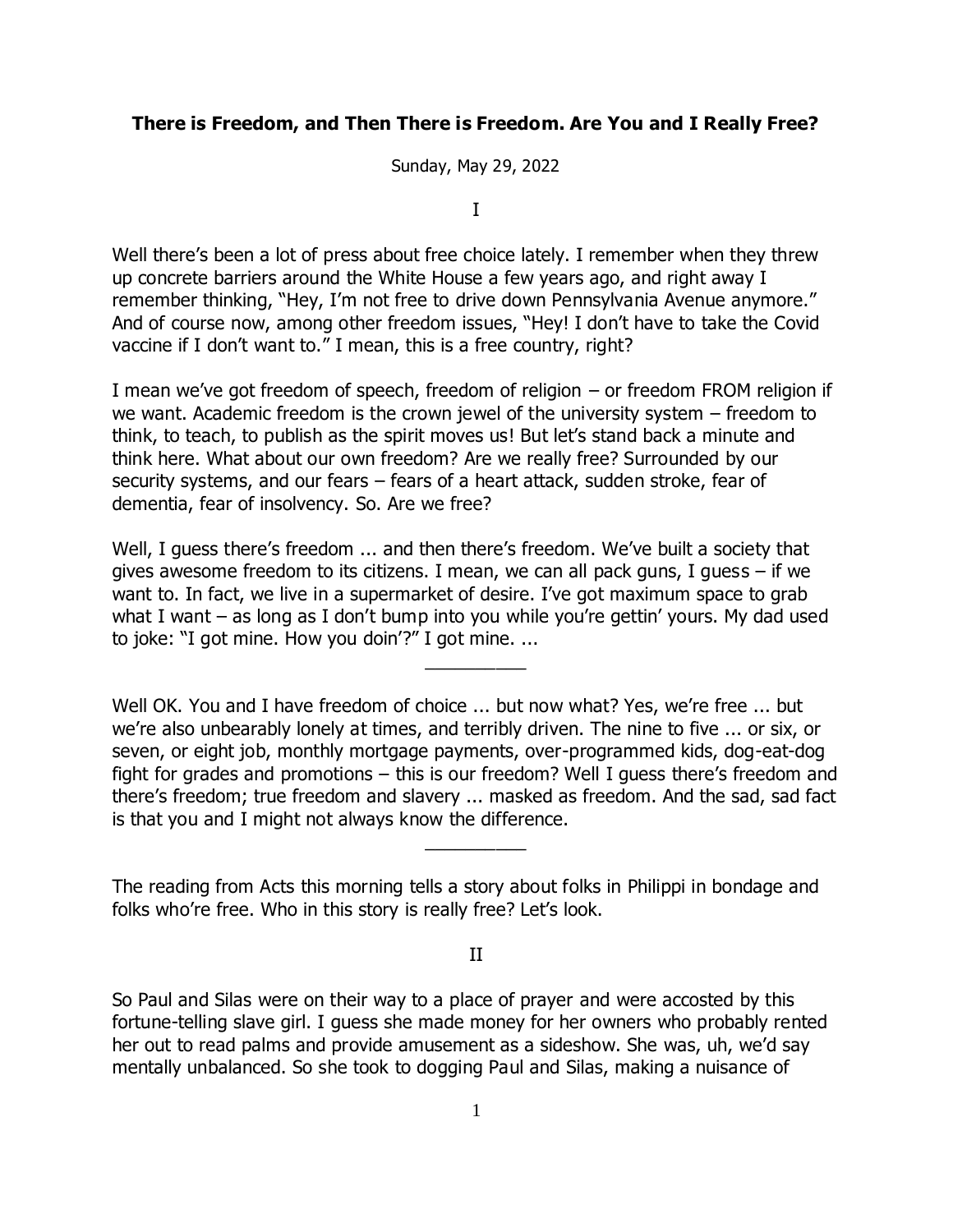# There is Freedom, and Then There is Freedom. Are You and I Really Free?

Sunday, May 29, 2022

I

Well there's been a lot of press about free choice lately. I remember when they threw up concrete barriers around the White House a few years ago, and right away I remember thinking, "Hey, I'm not free to drive down Pennsylvania Avenue anymore." And of course now, among other freedom issues, "Hey! I don't have to take the Covid vaccine if I don't want to." I mean, this is a free country, right?

I mean we've got freedom of speech, freedom of religion – or freedom FROM religion if we want. Academic freedom is the crown jewel of the university system – freedom to think, to teach, to publish as the spirit moves us! But let's stand back a minute and think here. What about our own freedom? Are we really free? Surrounded by our security systems, and our fears – fears of a heart attack, sudden stroke, fear of dementia, fear of insolvency. So. Are we free?

Well, I guess there's freedom ... and then there's freedom. We've built a society that gives awesome freedom to its citizens. I mean, we can all pack guns, I guess – if we want to. In fact, we live in a supermarket of desire. I've got maximum space to grab what I want – as long as I don't bump into you while you're gettin' yours. My dad used to joke: "I got mine. How you doin'?" I got mine. ...

__________

Well OK. You and I have freedom of choice ... but now what? Yes, we're free ... but we're also unbearably lonely at times, and terribly driven. The nine to five ... or six, or seven, or eight job, monthly mortgage payments, over-programmed kids, dog-eat-dog fight for grades and promotions – this is our freedom? Well I guess there's freedom and there's freedom; true freedom and slavery ... masked as freedom. And the sad, sad fact is that you and I might not always know the difference.

__________

The reading from Acts this morning tells a story about folks in Philippi in bondage and folks who're free. Who in this story is really free? Let's look.

II

So Paul and Silas were on their way to a place of prayer and were accosted by this fortune-telling slave girl. I guess she made money for her owners who probably rented her out to read palms and provide amusement as a sideshow. She was, uh, we'd say mentally unbalanced. So she took to dogging Paul and Silas, making a nuisance of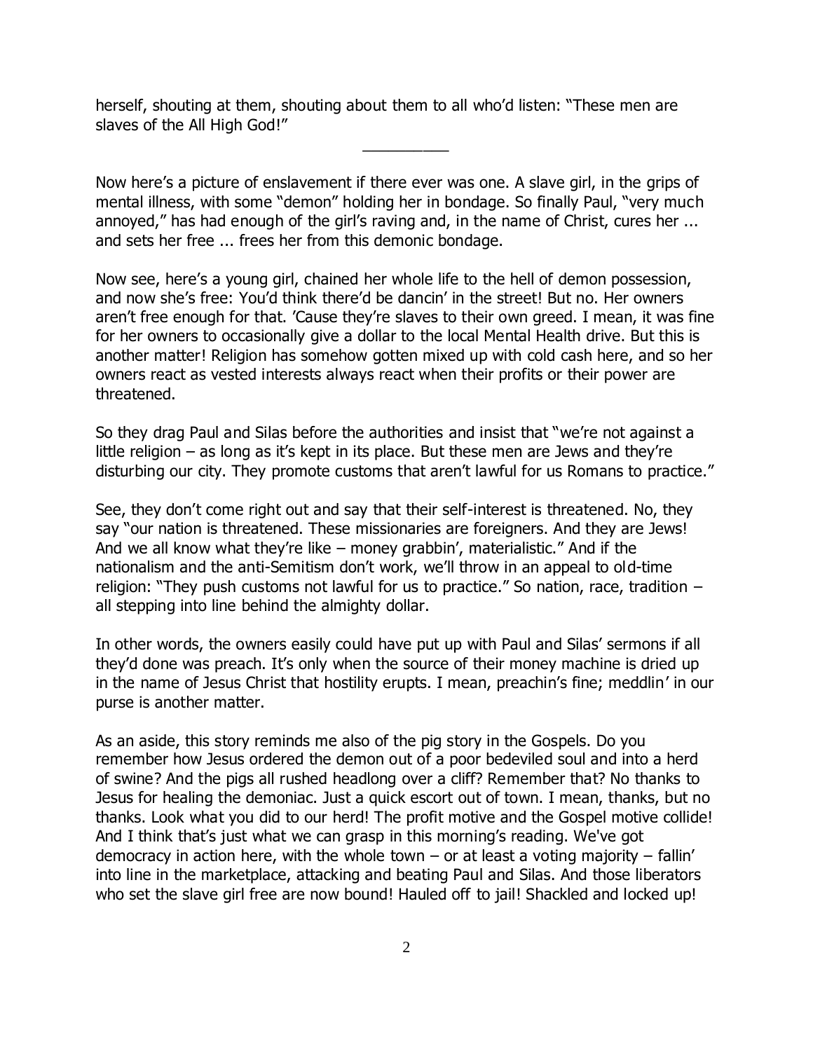herself, shouting at them, shouting about them to all who'd listen: "These men are slaves of the All High God!"

__________

Now here's a picture of enslavement if there ever was one. A slave girl, in the grips of mental illness, with some "demon" holding her in bondage. So finally Paul, "very much annoyed," has had enough of the girl's raving and, in the name of Christ, cures her ... and sets her free ... frees her from this demonic bondage.

Now see, here's a young girl, chained her whole life to the hell of demon possession, and now she's free: You'd think there'd be dancin' in the street! But no. Her owners aren't free enough for that. 'Cause they're slaves to their own greed. I mean, it was fine for her owners to occasionally give a dollar to the local Mental Health drive. But this is another matter! Religion has somehow gotten mixed up with cold cash here, and so her owners react as vested interests always react when their profits or their power are threatened.

So they drag Paul and Silas before the authorities and insist that "we're not against a little religion – as long as it's kept in its place. But these men are Jews and they're disturbing our city. They promote customs that aren't lawful for us Romans to practice."

See, they don't come right out and say that their self-interest is threatened. No, they say "our nation is threatened. These missionaries are foreigners. And they are Jews! And we all know what they're like – money grabbin', materialistic." And if the nationalism and the anti-Semitism don't work, we'll throw in an appeal to old-time religion: "They push customs not lawful for us to practice." So nation, race, tradition – all stepping into line behind the almighty dollar.

In other words, the owners easily could have put up with Paul and Silas' sermons if all they'd done was preach. It's only when the source of their money machine is dried up in the name of Jesus Christ that hostility erupts. I mean, preachin's fine; meddlin' in our purse is another matter.

As an aside, this story reminds me also of the pig story in the Gospels. Do you remember how Jesus ordered the demon out of a poor bedeviled soul and into a herd of swine? And the pigs all rushed headlong over a cliff? Remember that? No thanks to Jesus for healing the demoniac. Just a quick escort out of town. I mean, thanks, but no thanks. Look what you did to our herd! The profit motive and the Gospel motive collide! And I think that's just what we can grasp in this morning's reading. We've got democracy in action here, with the whole town – or at least a voting majority – fallin' into line in the marketplace, attacking and beating Paul and Silas. And those liberators who set the slave girl free are now bound! Hauled off to jail! Shackled and locked up!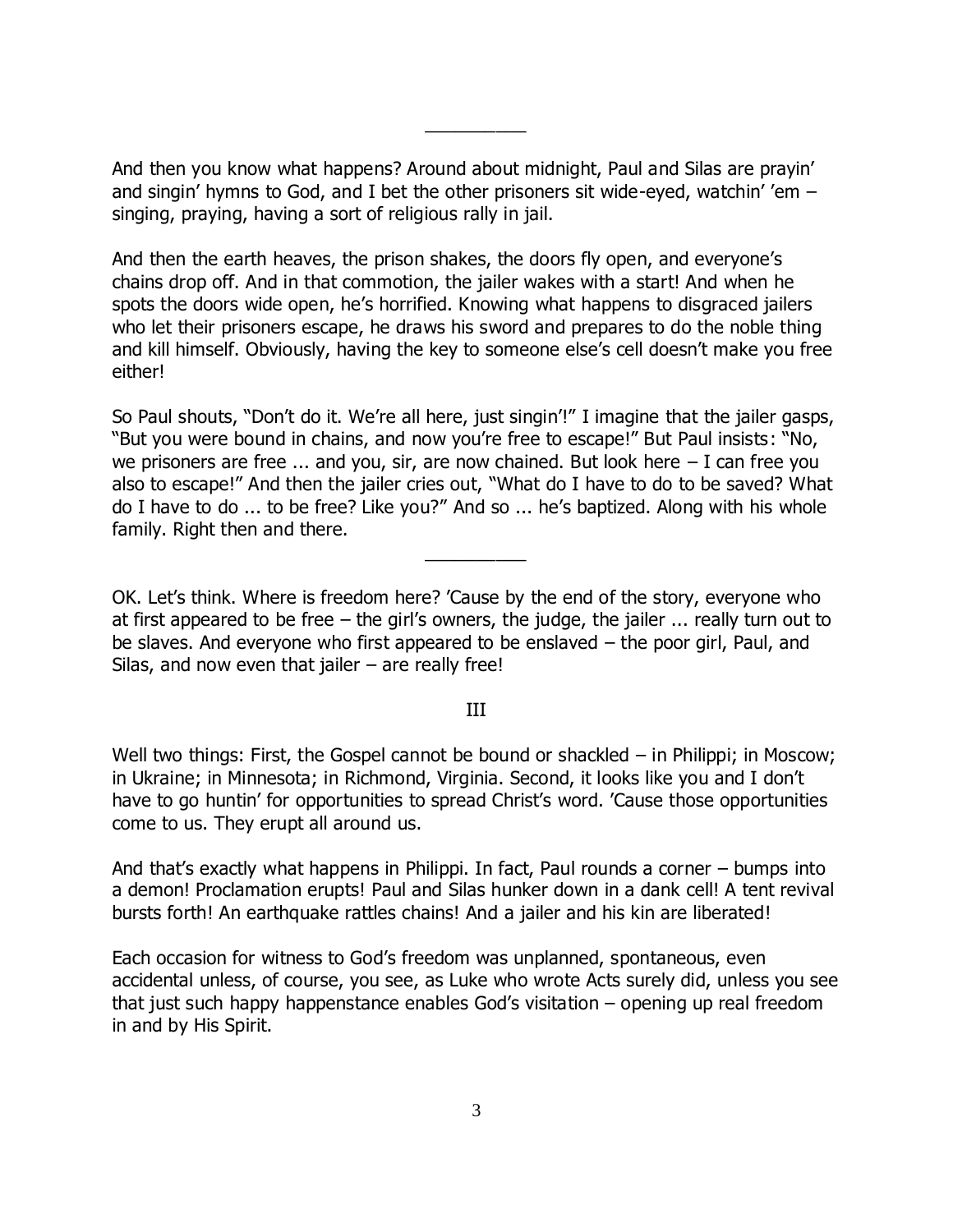__________

And then you know what happens? Around about midnight, Paul and Silas are prayin' and singin' hymns to God, and I bet the other prisoners sit wide-eyed, watchin' 'em – singing, praying, having a sort of religious rally in jail.

And then the earth heaves, the prison shakes, the doors fly open, and everyone's chains drop off. And in that commotion, the jailer wakes with a start! And when he spots the doors wide open, he's horrified. Knowing what happens to disgraced jailers who let their prisoners escape, he draws his sword and prepares to do the noble thing and kill himself. Obviously, having the key to someone else's cell doesn't make you free either!

So Paul shouts, "Don't do it. We're all here, just singin'!" I imagine that the jailer gasps, "But you were bound in chains, and now you're free to escape!" But Paul insists: "No, we prisoners are free ... and you, sir, are now chained. But look here – I can free you also to escape!" And then the jailer cries out, "What do I have to do to be saved? What do I have to do ... to be free? Like you?" And so ... he's baptized. Along with his whole family. Right then and there.

__________

OK. Let's think. Where is freedom here? 'Cause by the end of the story, everyone who at first appeared to be free – the girl's owners, the judge, the jailer ... really turn out to be slaves. And everyone who first appeared to be enslaved – the poor girl, Paul, and Silas, and now even that jailer – are really free!

III

Well two things: First, the Gospel cannot be bound or shackled – in Philippi; in Moscow; in Ukraine; in Minnesota; in Richmond, Virginia. Second, it looks like you and I don't have to go huntin' for opportunities to spread Christ's word. 'Cause those opportunities come to us. They erupt all around us.

And that's exactly what happens in Philippi. In fact, Paul rounds a corner – bumps into a demon! Proclamation erupts! Paul and Silas hunker down in a dank cell! A tent revival bursts forth! An earthquake rattles chains! And a jailer and his kin are liberated!

Each occasion for witness to God's freedom was unplanned, spontaneous, even accidental unless, of course, you see, as Luke who wrote Acts surely did, unless you see that just such happy happenstance enables God's visitation – opening up real freedom in and by His Spirit.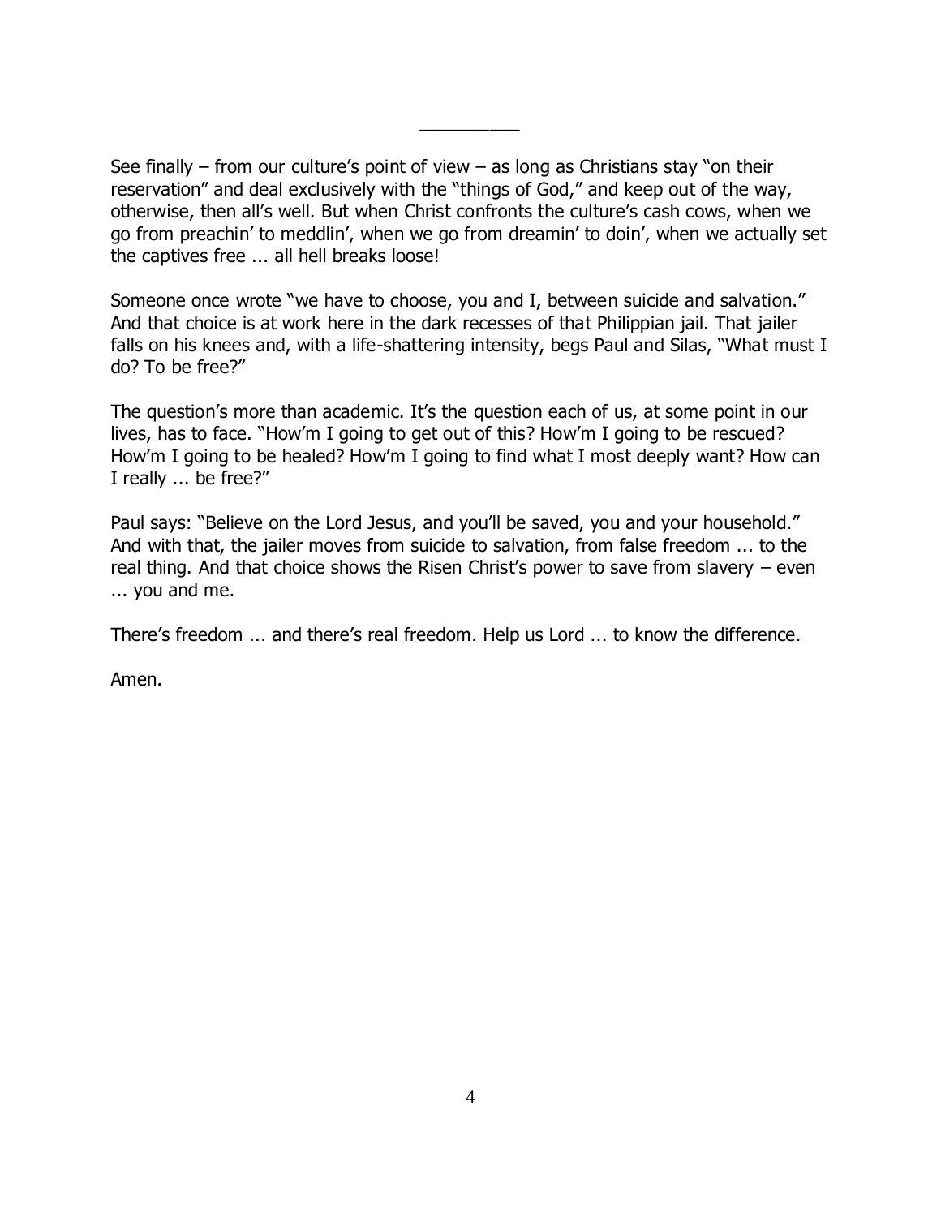\_\_\_\_\_\_\_\_\_\_

See finally – from our culture's point of view – as long as Christians stay "on their reservation" and deal exclusively with the "things of God," and keep out of the way, otherwise, then all's well. But when Christ confronts the culture's cash cows, when we go from preachin' to meddlin', when we go from dreamin' to doin', when we actually set the captives free ... all hell breaks loose!

Someone once wrote "we have to choose, you and I, between suicide and salvation." And that choice is at work here in the dark recesses of that Philippian jail. That jailer falls on his knees and, with a life-shattering intensity, begs Paul and Silas, "What must I do? To be free?"

The question's more than academic. It's the question each of us, at some point in our lives, has to face. "How'm I going to get out of this? How'm I going to be rescued? How'm I going to be healed? How'm I going to find what I most deeply want? How can I really ... be free?"

Paul says: "Believe on the Lord Jesus, and you'll be saved, you and your household." And with that, the jailer moves from suicide to salvation, from false freedom ... to the real thing. And that choice shows the Risen Christ's power to save from slavery – even ... you and me.

There's freedom ... and there's real freedom. Help us Lord ... to know the difference.

Amen.